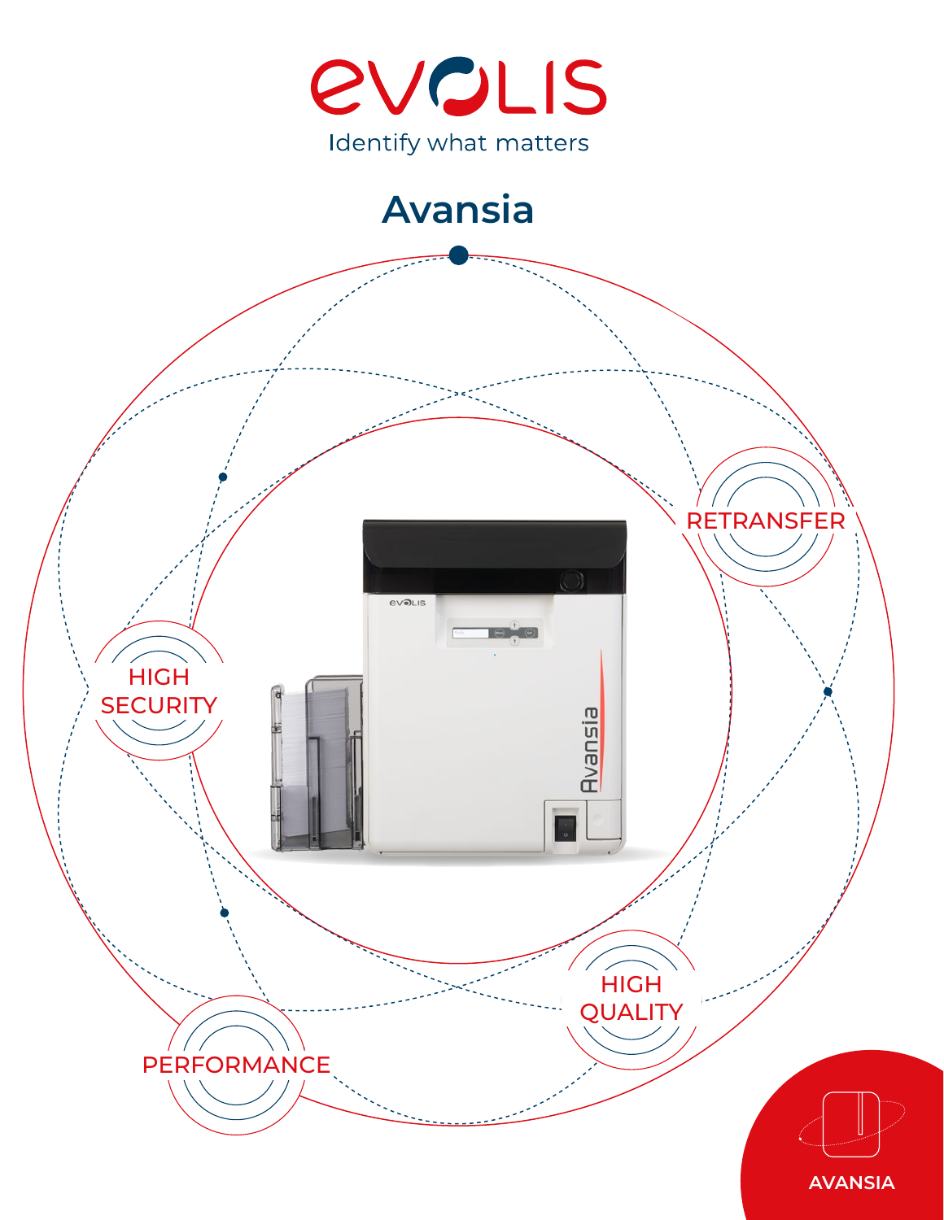# evolis

Identify what matters

## Avansia

RETRANSFER

HIGH SECURITY

HIGH QUALITY

PERFORMANCE

AVANSIA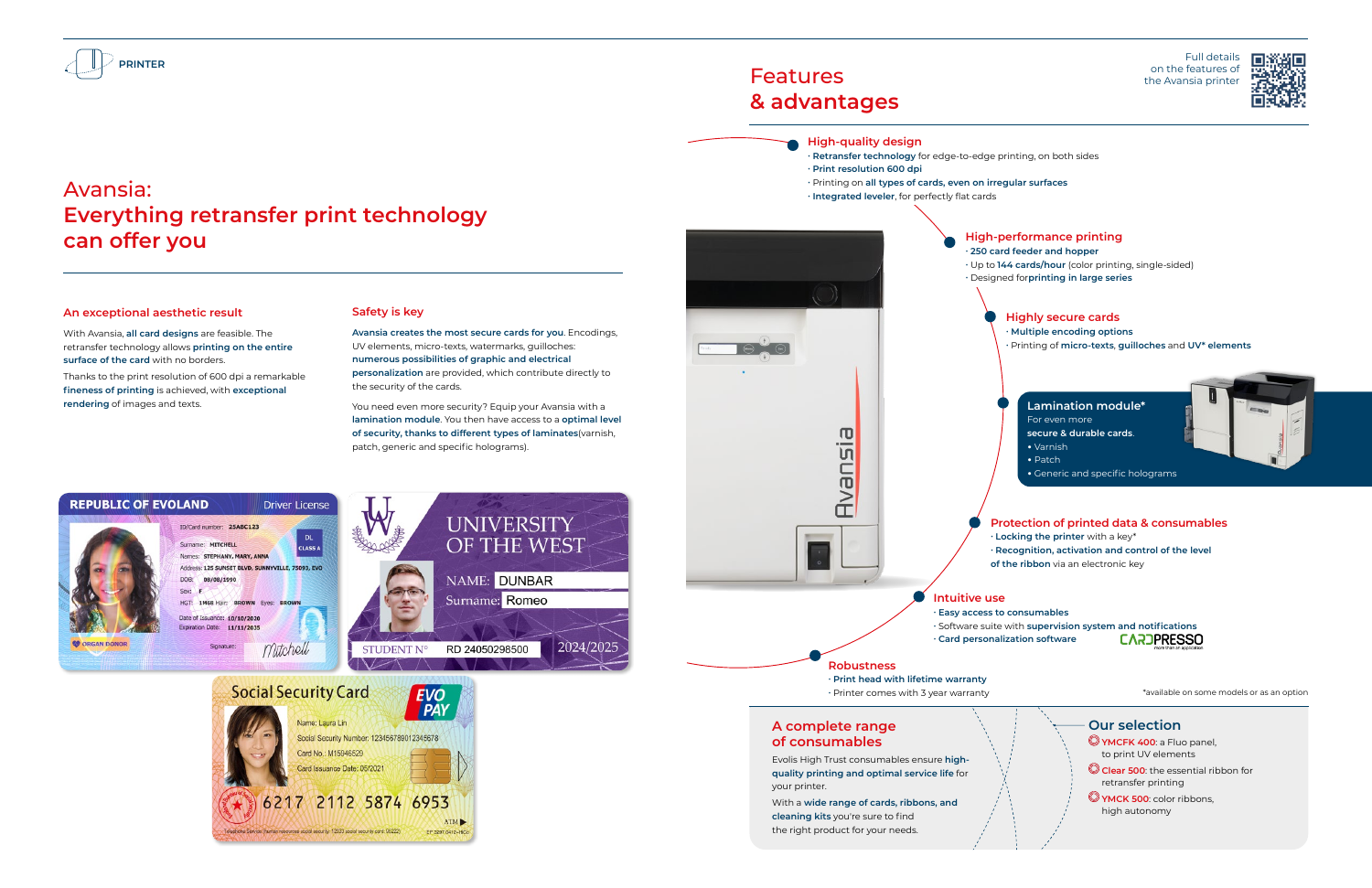PRINTER

# Avansia: Everything retransfer print technology can offer you

## An exceptional aesthetic result

With Avansia, **all card designs** are feasible. The retransfer technology allows **printing on the entire surface of the card** with no borders.

Thanks to the print resolution of 600 dpi a remarkable **fineness of printing** is achieved, with **exceptional rendering** of images and texts.

## Safety is key

**Avansia creates the most secure cards for you**. Encodings, UV elements, micro-texts, watermarks, guilloches: **numerous possibilities of graphic and electrical personalization** are provided, which contribute directly to the security of the cards.

You need even more security? Equip your Avansia with a **lamination module**. You then have access to a **optimal level of security, thanks to different types of laminates**(varnish, patch, generic and specific holograms).

# Features & advantages

Full details on the features of the Avansia printer

### High-quality design

- **Retransfer technology** for edge-to-edge printing, on both sides
- **Print resolution 600 dpi**
- Printing on **all types of cards, even on irregular surfaces**
- **Integrated leveler**, for perfectly flat cards

### High-performance printing

- **250 card feeder and hopper**
- Up to **144 cards/hour** (color printing, single-sided)
- Designed for**printing in large series**

### Highly secure cards

- **Multiple encoding options**
- Printing of **micro-texts**, **guilloches** and **UV* elements**

### Lamination module*

For even more **secure & durable cards**.

- Varnish
- Patch
- Generic and specific holograms

### Protection of printed data & consumables

- **Locking the printer** with a key*
- **Recognition, activation and control of the level of the ribbon** via an electronic key

### Intuitive use

- **Easy access to consumables**
- Software suite with **supervision system and notifications**
- **Card personalization software** CARDPRESSO

### Robustness

- **Print head with lifetime warranty**
- Printer comes with 3 year warranty

*available on some models or as an option

## A complete range of consumables

Evolis High Trust consumables ensure **high-quality printing and optimal service life** for your printer.

With a **wide range of cards, ribbons, and cleaning kits** you're sure to find the right product for your needs.

## Our selection

- **YMCFK 400**: a Fluo panel, to print UV elements
- **Clear 500**: the essential ribbon for retransfer printing
- **YMCK 500**: color ribbons, high autonomy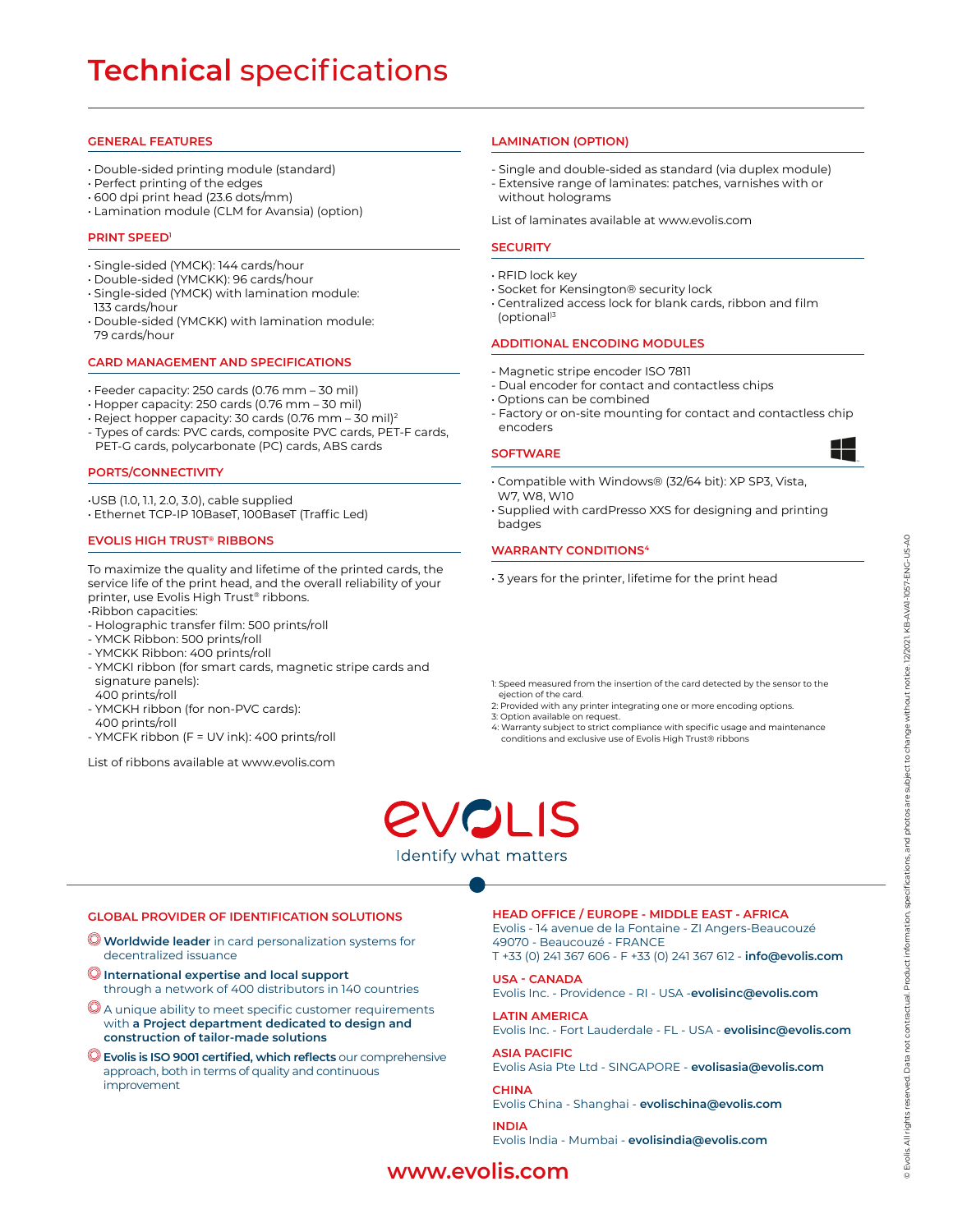# **Technical** specifications

## GENERAL FEATURES

- Double-sided printing module (standard)
- Perfect printing of the edges
- 600 dpi print head (23.6 dots/mm)
- Lamination module (CLM for Avansia) (option)

## PRINT SPEED[1]

- Single-sided (YMCK): 144 cards/hour
- Double-sided (YMCKK): 96 cards/hour
- Single-sided (YMCK) with lamination module: 133 cards/hour
- Double-sided (YMCKK) with lamination module: 79 cards/hour

## CARD MANAGEMENT AND SPECIFICATIONS

- Feeder capacity: 250 cards (0.76 mm – 30 mil)
- Hopper capacity: 250 cards (0.76 mm – 30 mil)
- Reject hopper capacity: 30 cards (0.76 mm – 30 mil)[2]
- Types of cards: PVC cards, composite PVC cards, PET-F cards, PET-G cards, polycarbonate (PC) cards, ABS cards

## PORTS/CONNECTIVITY

- USB (1.0, 1.1, 2.0, 3.0), cable supplied
- Ethernet TCP-IP 10BaseT, 100BaseT (Traffic Led)

## EVOLIS HIGH TRUST® RIBBONS

To maximize the quality and lifetime of the printed cards, the service life of the print head, and the overall reliability of your printer, use Evolis High Trust® ribbons.

- Ribbon capacities:
  - Holographic transfer film: 500 prints/roll
  - YMCK Ribbon: 500 prints/roll
  - YMCKK Ribbon: 400 prints/roll
  - YMCKI ribbon (for smart cards, magnetic stripe cards and signature panels): 400 prints/roll
  - YMCKH ribbon (for non-PVC cards): 400 prints/roll
  - YMCFK ribbon (F = UV ink): 400 prints/roll

List of ribbons available at www.evolis.com

## LAMINATION (OPTION)

- Single and double-sided as standard (via duplex module)
- Extensive range of laminates: patches, varnishes with or without holograms

List of laminates available at www.evolis.com

## SECURITY

- RFID lock key
- Socket for Kensington® security lock
- Centralized access lock for blank cards, ribbon and film (optional[3]

## ADDITIONAL ENCODING MODULES

- Magnetic stripe encoder ISO 7811
- Dual encoder for contact and contactless chips
- Options can be combined
- Factory or on-site mounting for contact and contactless chip encoders

## SOFTWARE

- Compatible with Windows® (32/64 bit): XP SP3, Vista, W7, W8, W10
- Supplied with cardPresso XXS for designing and printing badges

## WARRANTY CONDITIONS[4]

- 3 years for the printer, lifetime for the print head

1: Speed measured from the insertion of the card detected by the sensor to the ejection of the card.
2: Provided with any printer integrating one or more encoding options.
3: Option available on request.
4: Warranty subject to strict compliance with specific usage and maintenance conditions and exclusive use of Evolis High Trust® ribbons

evolis
Identify what matters

## GLOBAL PROVIDER OF IDENTIFICATION SOLUTIONS

- **Worldwide leader** in card personalization systems for decentralized issuance
- **International expertise and local support** through a network of 400 distributors in 140 countries
- A unique ability to meet specific customer requirements with **a Project department dedicated to design and construction of tailor-made solutions**
- **Evolis is ISO 9001 certified, which reflects** our comprehensive approach, both in terms of quality and continuous improvement

**HEAD OFFICE / EUROPE - MIDDLE EAST - AFRICA**
Evolis - 14 avenue de la Fontaine - ZI Angers-Beaucouzé
49070 - Beaucouzé - FRANCE
T +33 (0) 241 367 606 - F +33 (0) 241 367 612 - **info@evolis.com**

**USA - CANADA**
Evolis Inc. - Providence - RI - USA -**evolisinc@evolis.com**

**LATIN AMERICA**
Evolis Inc. - Fort Lauderdale - FL - USA - **evolisinc@evolis.com**

**ASIA PACIFIC**
Evolis Asia Pte Ltd - SINGAPORE - **evolisasia@evolis.com**

**CHINA**
Evolis China - Shanghai - **evolischina@evolis.com**

**INDIA**
Evolis India - Mumbai - **evolisindia@evolis.com**

**www.evolis.com**

© Evolis. All rights reserved. Data not contractual. Product information, specifications, and photos are subject to change without notice. 12/2021. KB-AVA1-1057-ENG-US-A0